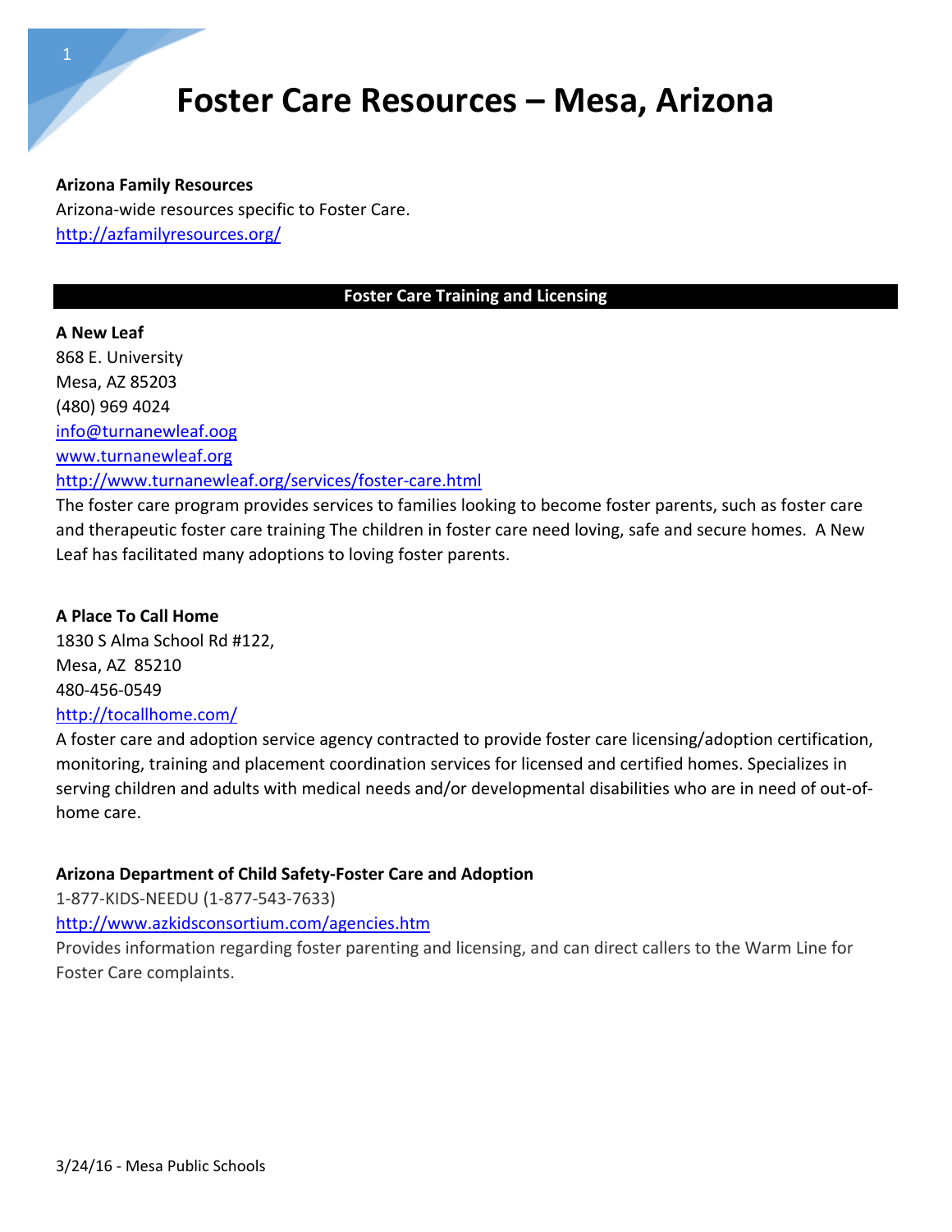# Foster Care Resources – Mesa, Arizona

**Arizona Family Resources**
Arizona-wide resources specific to Foster Care.
http://azfamilyresources.org/

## Foster Care Training and Licensing

**A New Leaf**
868 E. University
Mesa, AZ 85203
(480) 969 4024
info@turnanewleaf.oog
www.turnanewleaf.org
http://www.turnanewleaf.org/services/foster-care.html
The foster care program provides services to families looking to become foster parents, such as foster care and therapeutic foster care training The children in foster care need loving, safe and secure homes. A New Leaf has facilitated many adoptions to loving foster parents.

**A Place To Call Home**
1830 S Alma School Rd #122,
Mesa, AZ 85210
480-456-0549
http://tocallhome.com/
A foster care and adoption service agency contracted to provide foster care licensing/adoption certification, monitoring, training and placement coordination services for licensed and certified homes. Specializes in serving children and adults with medical needs and/or developmental disabilities who are in need of out-of-home care.

**Arizona Department of Child Safety-Foster Care and Adoption**
1-877-KIDS-NEEDU (1-877-543-7633)
http://www.azkidsconsortium.com/agencies.htm
Provides information regarding foster parenting and licensing, and can direct callers to the Warm Line for Foster Care complaints.

3/24/16 - Mesa Public Schools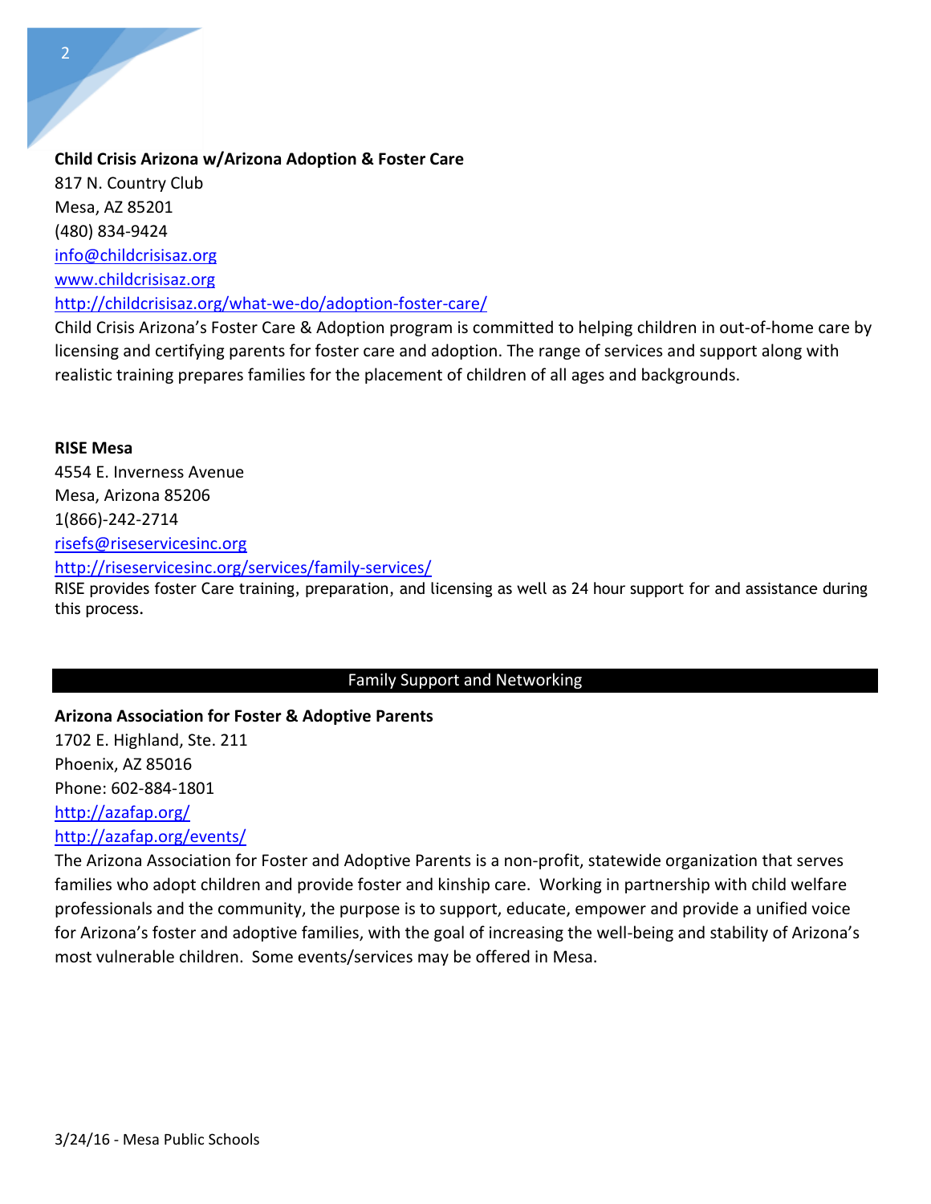**Child Crisis Arizona w/Arizona Adoption & Foster Care**
817 N. Country Club
Mesa, AZ 85201
(480) 834-9424
info@childcrisisaz.org
www.childcrisisaz.org
http://childcrisisaz.org/what-we-do/adoption-foster-care/
Child Crisis Arizona's Foster Care & Adoption program is committed to helping children in out-of-home care by licensing and certifying parents for foster care and adoption. The range of services and support along with realistic training prepares families for the placement of children of all ages and backgrounds.

**RISE Mesa**
4554 E. Inverness Avenue
Mesa, Arizona 85206
1(866)-242-2714
risefs@riseservicesinc.org
http://riseservicesinc.org/services/family-services/
RISE provides foster Care training, preparation, and licensing as well as 24 hour support for and assistance during this process.

## Family Support and Networking

**Arizona Association for Foster & Adoptive Parents**
1702 E. Highland, Ste. 211
Phoenix, AZ 85016
Phone: 602-884-1801
http://azafap.org/
http://azafap.org/events/
The Arizona Association for Foster and Adoptive Parents is a non-profit, statewide organization that serves families who adopt children and provide foster and kinship care. Working in partnership with child welfare professionals and the community, the purpose is to support, educate, empower and provide a unified voice for Arizona's foster and adoptive families, with the goal of increasing the well-being and stability of Arizona's most vulnerable children. Some events/services may be offered in Mesa.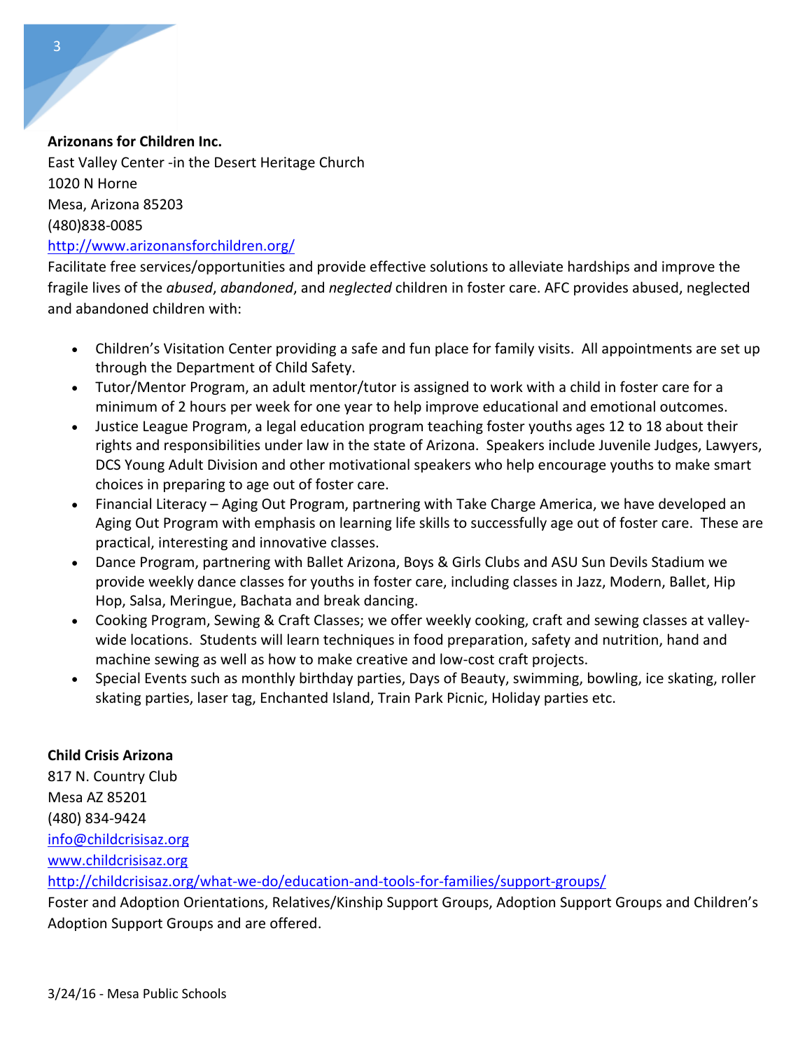**Arizonans for Children Inc.**
East Valley Center -in the Desert Heritage Church
1020 N Horne
Mesa, Arizona 85203
(480)838-0085
http://www.arizonansforchildren.org/
Facilitate free services/opportunities and provide effective solutions to alleviate hardships and improve the fragile lives of the *abused*, *abandoned*, and *neglected* children in foster care. AFC provides abused, neglected and abandoned children with:

- Children's Visitation Center providing a safe and fun place for family visits. All appointments are set up through the Department of Child Safety.
- Tutor/Mentor Program, an adult mentor/tutor is assigned to work with a child in foster care for a minimum of 2 hours per week for one year to help improve educational and emotional outcomes.
- Justice League Program, a legal education program teaching foster youths ages 12 to 18 about their rights and responsibilities under law in the state of Arizona. Speakers include Juvenile Judges, Lawyers, DCS Young Adult Division and other motivational speakers who help encourage youths to make smart choices in preparing to age out of foster care.
- Financial Literacy – Aging Out Program, partnering with Take Charge America, we have developed an Aging Out Program with emphasis on learning life skills to successfully age out of foster care. These are practical, interesting and innovative classes.
- Dance Program, partnering with Ballet Arizona, Boys & Girls Clubs and ASU Sun Devils Stadium we provide weekly dance classes for youths in foster care, including classes in Jazz, Modern, Ballet, Hip Hop, Salsa, Meringue, Bachata and break dancing.
- Cooking Program, Sewing & Craft Classes; we offer weekly cooking, craft and sewing classes at valley-wide locations. Students will learn techniques in food preparation, safety and nutrition, hand and machine sewing as well as how to make creative and low-cost craft projects.
- Special Events such as monthly birthday parties, Days of Beauty, swimming, bowling, ice skating, roller skating parties, laser tag, Enchanted Island, Train Park Picnic, Holiday parties etc.

**Child Crisis Arizona**
817 N. Country Club
Mesa AZ 85201
(480) 834-9424
info@childcrisisaz.org
www.childcrisisaz.org
http://childcrisisaz.org/what-we-do/education-and-tools-for-families/support-groups/
Foster and Adoption Orientations, Relatives/Kinship Support Groups, Adoption Support Groups and Children's Adoption Support Groups and are offered.

3/24/16 - Mesa Public Schools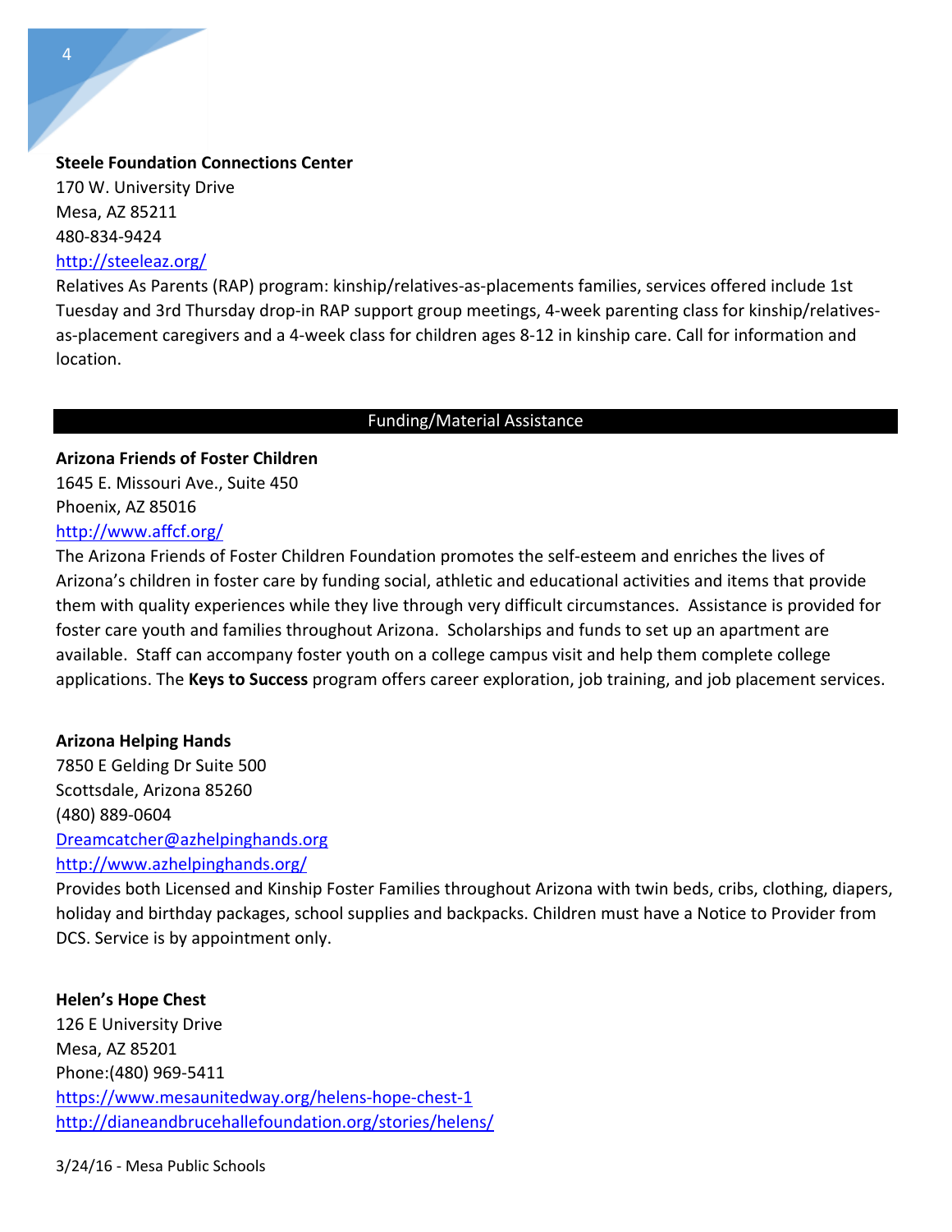**Steele Foundation Connections Center**
170 W. University Drive
Mesa, AZ 85211
480-834-9424
http://steeleaz.org/
Relatives As Parents (RAP) program: kinship/relatives-as-placements families, services offered include 1st Tuesday and 3rd Thursday drop-in RAP support group meetings, 4-week parenting class for kinship/relatives-as-placement caregivers and a 4-week class for children ages 8-12 in kinship care. Call for information and location.

## Funding/Material Assistance

**Arizona Friends of Foster Children**
1645 E. Missouri Ave., Suite 450
Phoenix, AZ 85016
http://www.affcf.org/
The Arizona Friends of Foster Children Foundation promotes the self-esteem and enriches the lives of Arizona's children in foster care by funding social, athletic and educational activities and items that provide them with quality experiences while they live through very difficult circumstances. Assistance is provided for foster care youth and families throughout Arizona. Scholarships and funds to set up an apartment are available. Staff can accompany foster youth on a college campus visit and help them complete college applications. The **Keys to Success** program offers career exploration, job training, and job placement services.

**Arizona Helping Hands**
7850 E Gelding Dr Suite 500
Scottsdale, Arizona 85260
(480) 889-0604
Dreamcatcher@azhelpinghands.org
http://www.azhelpinghands.org/
Provides both Licensed and Kinship Foster Families throughout Arizona with twin beds, cribs, clothing, diapers, holiday and birthday packages, school supplies and backpacks. Children must have a Notice to Provider from DCS. Service is by appointment only.

**Helen's Hope Chest**
126 E University Drive
Mesa, AZ 85201
Phone:(480) 969-5411
https://www.mesaunitedway.org/helens-hope-chest-1
http://dianeandbrucehallefoundation.org/stories/helens/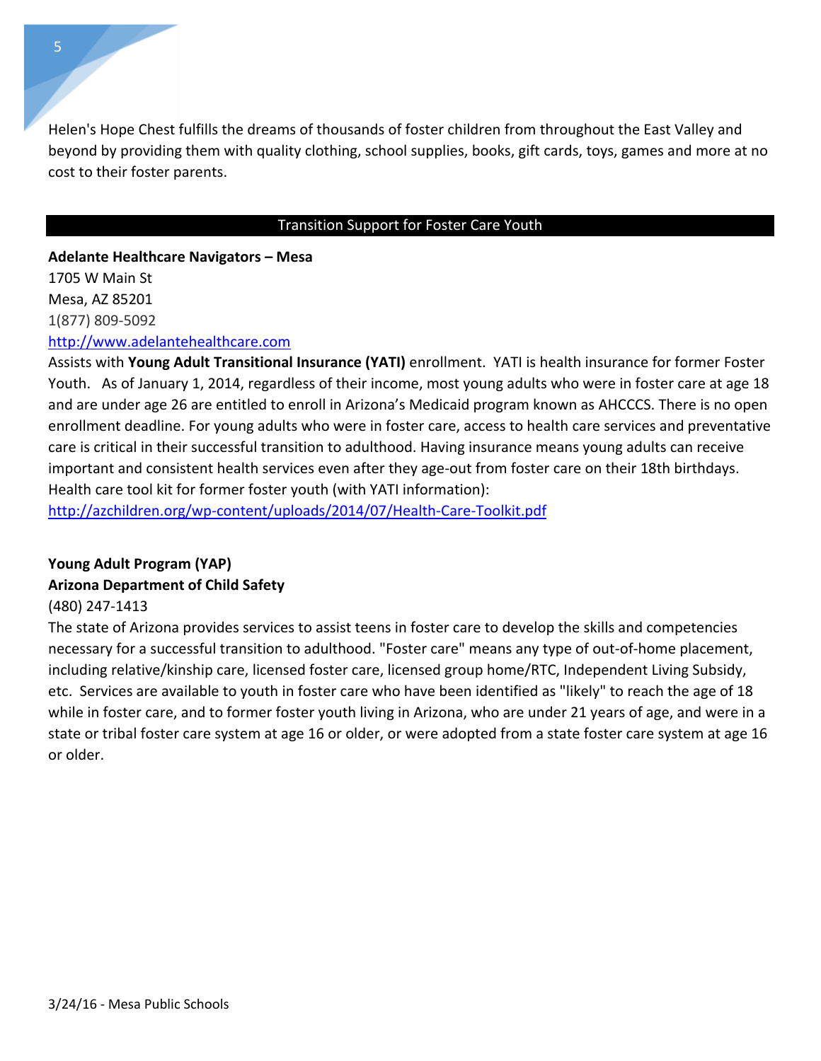Helen's Hope Chest fulfills the dreams of thousands of foster children from throughout the East Valley and beyond by providing them with quality clothing, school supplies, books, gift cards, toys, games and more at no cost to their foster parents.

## Transition Support for Foster Care Youth

**Adelante Healthcare Navigators – Mesa**
1705 W Main St
Mesa, AZ 85201
1(877) 809-5092
http://www.adelantehealthcare.com

Assists with **Young Adult Transitional Insurance (YATI)** enrollment. YATI is health insurance for former Foster Youth. As of January 1, 2014, regardless of their income, most young adults who were in foster care at age 18 and are under age 26 are entitled to enroll in Arizona's Medicaid program known as AHCCCS. There is no open enrollment deadline. For young adults who were in foster care, access to health care services and preventative care is critical in their successful transition to adulthood. Having insurance means young adults can receive important and consistent health services even after they age-out from foster care on their 18th birthdays. Health care tool kit for former foster youth (with YATI information):
http://azchildren.org/wp-content/uploads/2014/07/Health-Care-Toolkit.pdf

**Young Adult Program (YAP)**
**Arizona Department of Child Safety**
(480) 247-1413

The state of Arizona provides services to assist teens in foster care to develop the skills and competencies necessary for a successful transition to adulthood. "Foster care" means any type of out-of-home placement, including relative/kinship care, licensed foster care, licensed group home/RTC, Independent Living Subsidy, etc. Services are available to youth in foster care who have been identified as "likely" to reach the age of 18 while in foster care, and to former foster youth living in Arizona, who are under 21 years of age, and were in a state or tribal foster care system at age 16 or older, or were adopted from a state foster care system at age 16 or older.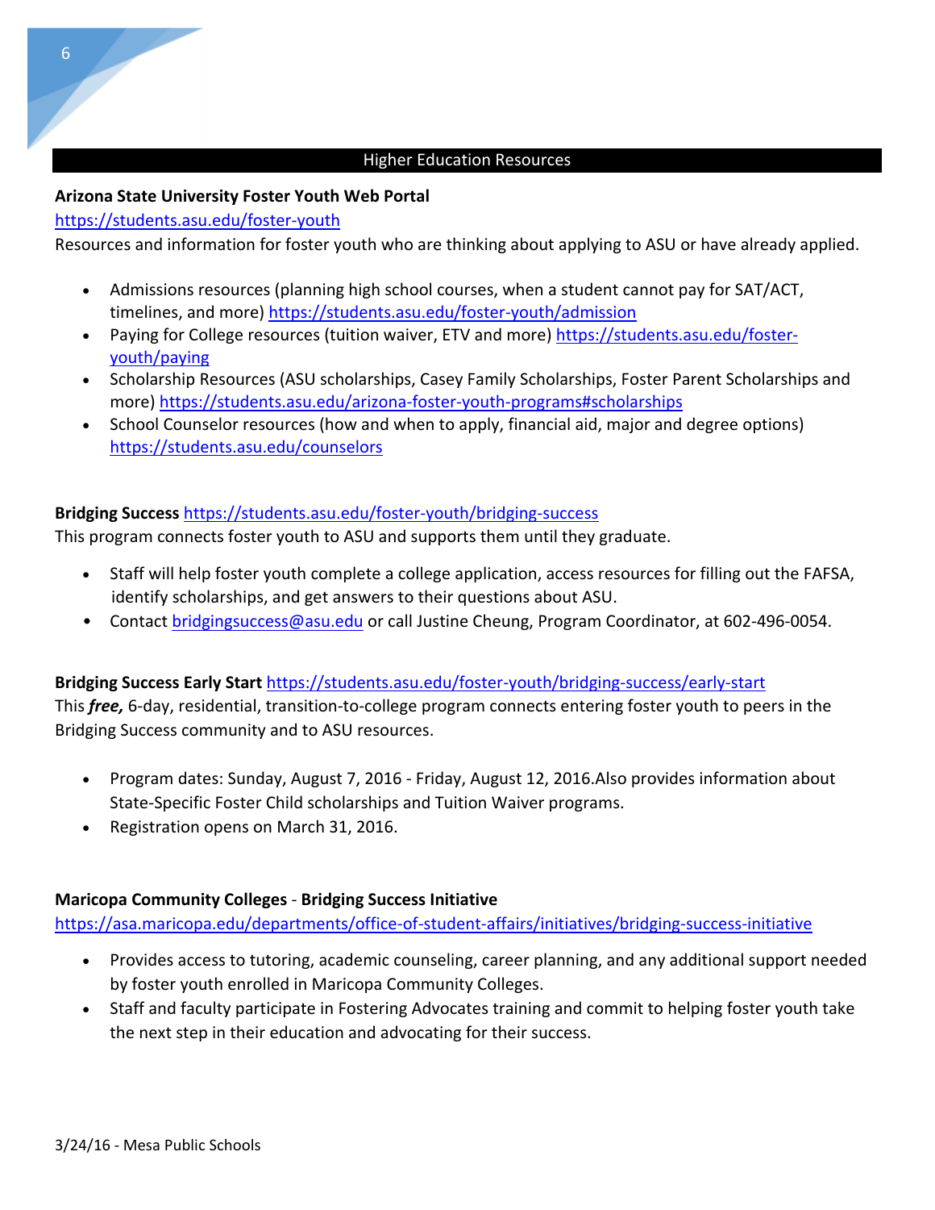## Higher Education Resources

**Arizona State University Foster Youth Web Portal**
https://students.asu.edu/foster-youth
Resources and information for foster youth who are thinking about applying to ASU or have already applied.

- Admissions resources (planning high school courses, when a student cannot pay for SAT/ACT, timelines, and more) https://students.asu.edu/foster-youth/admission
- Paying for College resources (tuition waiver, ETV and more) https://students.asu.edu/foster-youth/paying
- Scholarship Resources (ASU scholarships, Casey Family Scholarships, Foster Parent Scholarships and more) https://students.asu.edu/arizona-foster-youth-programs#scholarships
- School Counselor resources (how and when to apply, financial aid, major and degree options) https://students.asu.edu/counselors

**Bridging Success** https://students.asu.edu/foster-youth/bridging-success
This program connects foster youth to ASU and supports them until they graduate.

- Staff will help foster youth complete a college application, access resources for filling out the FAFSA, identify scholarships, and get answers to their questions about ASU.
- Contact bridgingsuccess@asu.edu or call Justine Cheung, Program Coordinator, at 602-496-0054.

**Bridging Success Early Start** https://students.asu.edu/foster-youth/bridging-success/early-start
This ***free,*** 6-day, residential, transition-to-college program connects entering foster youth to peers in the Bridging Success community and to ASU resources.

- Program dates: Sunday, August 7, 2016 - Friday, August 12, 2016.Also provides information about State-Specific Foster Child scholarships and Tuition Waiver programs.
- Registration opens on March 31, 2016.

**Maricopa Community Colleges** - **Bridging Success Initiative**
https://asa.maricopa.edu/departments/office-of-student-affairs/initiatives/bridging-success-initiative

- Provides access to tutoring, academic counseling, career planning, and any additional support needed by foster youth enrolled in Maricopa Community Colleges.
- Staff and faculty participate in Fostering Advocates training and commit to helping foster youth take the next step in their education and advocating for their success.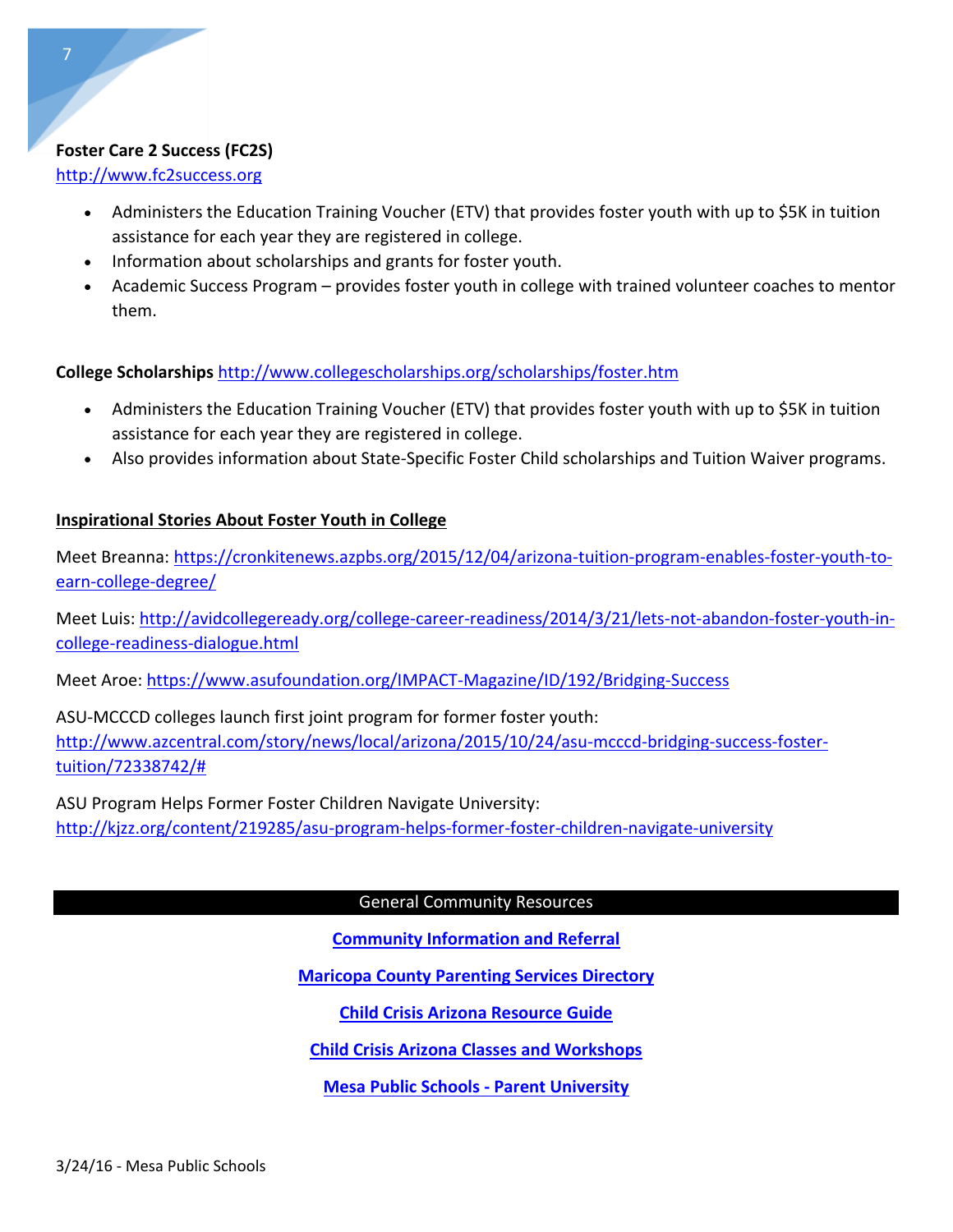**Foster Care 2 Success (FC2S)**
http://www.fc2success.org

- Administers the Education Training Voucher (ETV) that provides foster youth with up to $5K in tuition assistance for each year they are registered in college.
- Information about scholarships and grants for foster youth.
- Academic Success Program – provides foster youth in college with trained volunteer coaches to mentor them.

**College Scholarships** http://www.collegescholarships.org/scholarships/foster.htm

- Administers the Education Training Voucher (ETV) that provides foster youth with up to $5K in tuition assistance for each year they are registered in college.
- Also provides information about State-Specific Foster Child scholarships and Tuition Waiver programs.

**Inspirational Stories About Foster Youth in College**

Meet Breanna: https://cronkitenews.azpbs.org/2015/12/04/arizona-tuition-program-enables-foster-youth-to-earn-college-degree/

Meet Luis: http://avidcollegeready.org/college-career-readiness/2014/3/21/lets-not-abandon-foster-youth-in-college-readiness-dialogue.html

Meet Aroe: https://www.asufoundation.org/IMPACT-Magazine/ID/192/Bridging-Success

ASU-MCCCD colleges launch first joint program for former foster youth:
http://www.azcentral.com/story/news/local/arizona/2015/10/24/asu-mcccd-bridging-success-foster-tuition/72338742/#

ASU Program Helps Former Foster Children Navigate University:
http://kjzz.org/content/219285/asu-program-helps-former-foster-children-navigate-university

## General Community Resources

**Community Information and Referral**

**Maricopa County Parenting Services Directory**

**Child Crisis Arizona Resource Guide**

**Child Crisis Arizona Classes and Workshops**

**Mesa Public Schools - Parent University**

3/24/16 - Mesa Public Schools